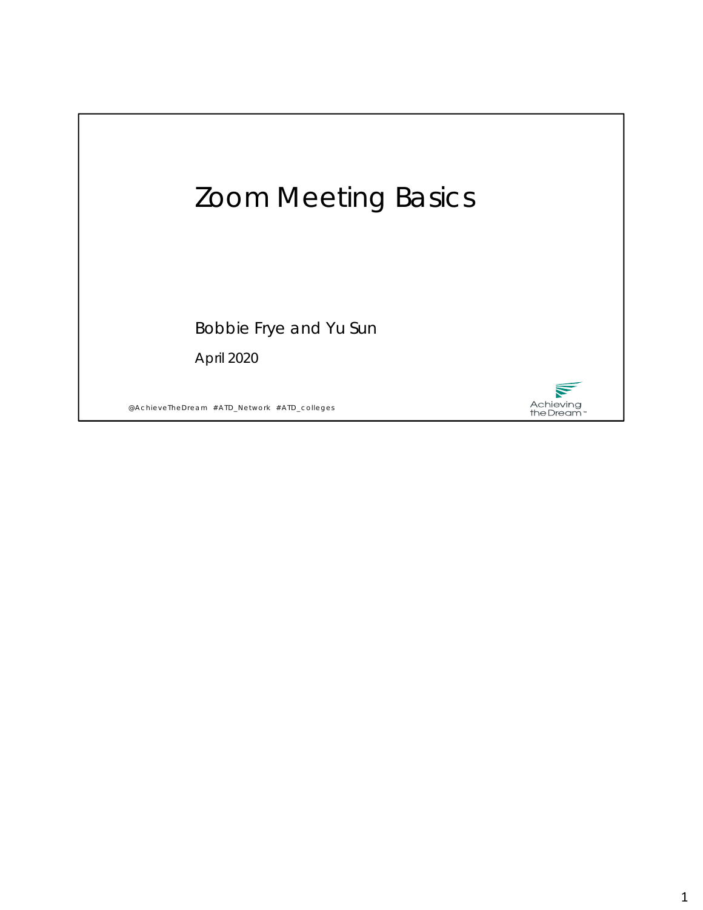# Zoom Meeting Basics

Bobbie Frye and Yu Sun

April 2020

@AchieveTheDream #ATD_Network #ATD_colleges

Achieving the Dream™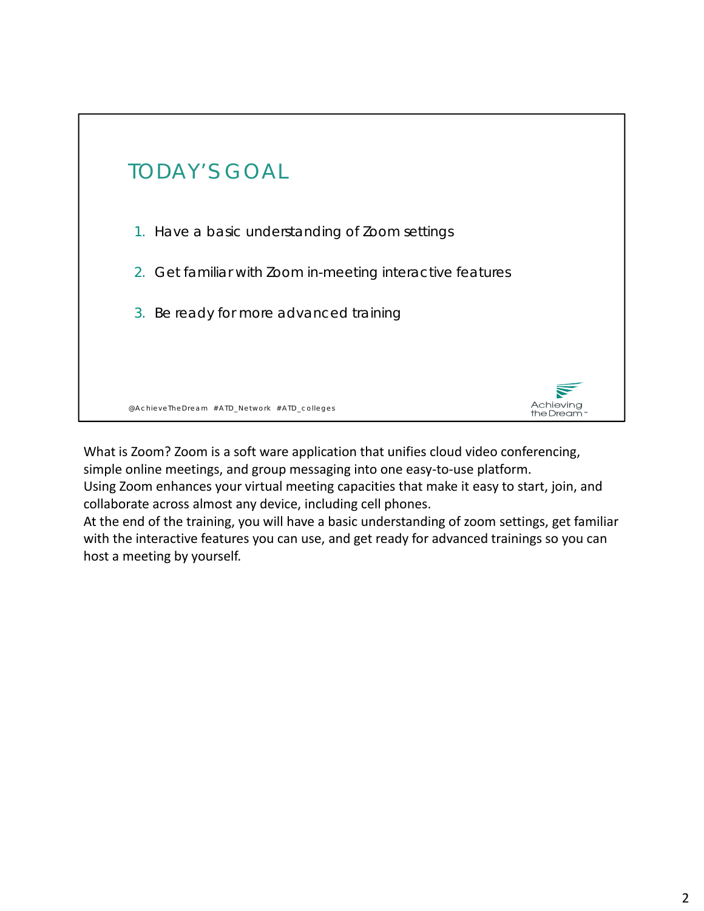## TODAY'S GOAL

1. Have a basic understanding of Zoom settings
2. Get familiar with Zoom in-meeting interactive features
3. Be ready for more advanced training

@AchieveTheDream #ATD_Network #ATD_colleges

Achieving the Dream™

What is Zoom? Zoom is a soft ware application that unifies cloud video conferencing, simple online meetings, and group messaging into one easy-to-use platform.
Using Zoom enhances your virtual meeting capacities that make it easy to start, join, and collaborate across almost any device, including cell phones.
At the end of the training, you will have a basic understanding of zoom settings, get familiar with the interactive features you can use, and get ready for advanced trainings so you can host a meeting by yourself.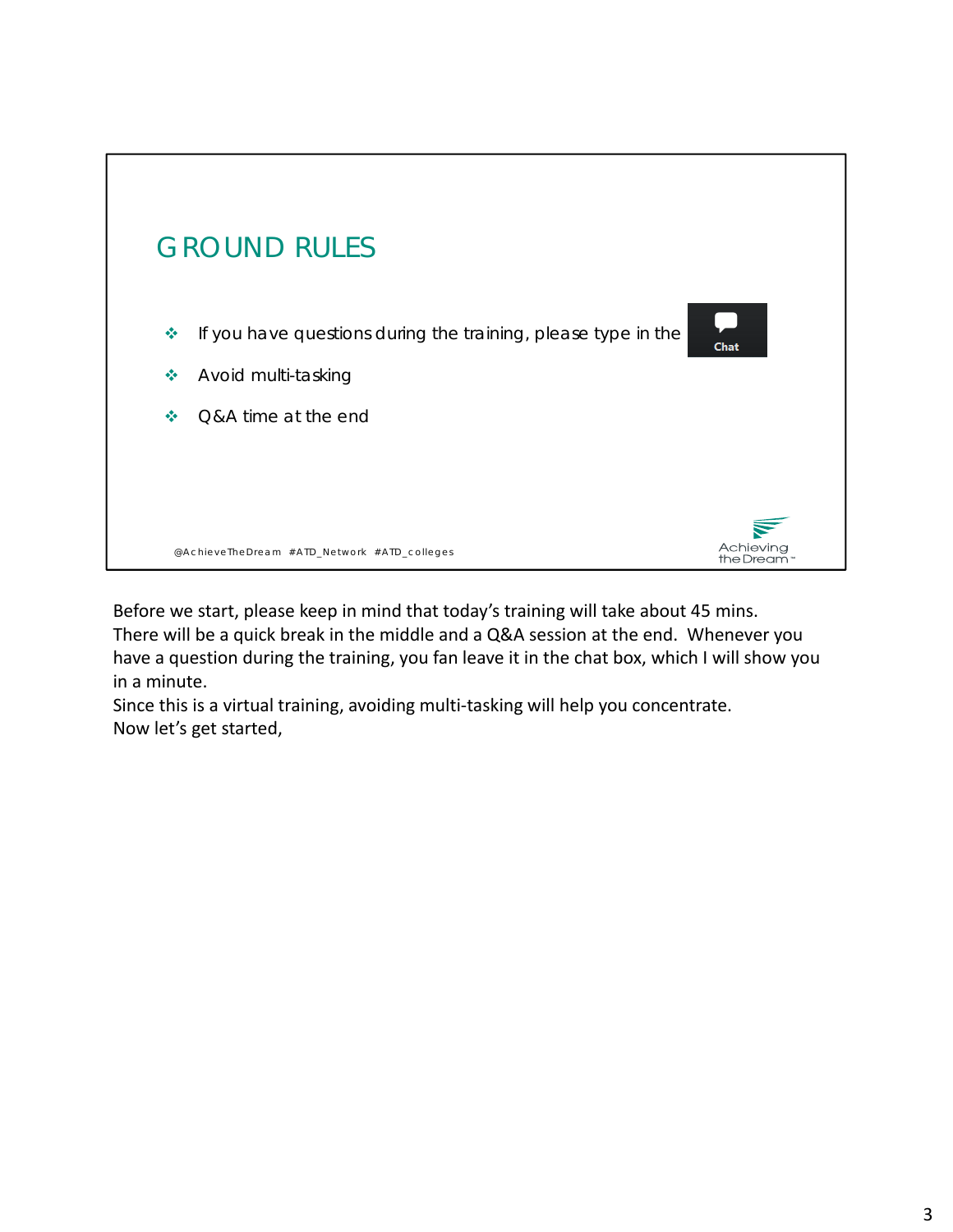## GROUND RULES

- If you have questions during the training, please type in the Chat
- Avoid multi-tasking
- Q&A time at the end

@AchieveTheDream #ATD_Network #ATD_colleges

Achieving the Dream

Before we start, please keep in mind that today's training will take about 45 mins. There will be a quick break in the middle and a Q&A session at the end. Whenever you have a question during the training, you fan leave it in the chat box, which I will show you in a minute.
Since this is a virtual training, avoiding multi-tasking will help you concentrate.
Now let's get started,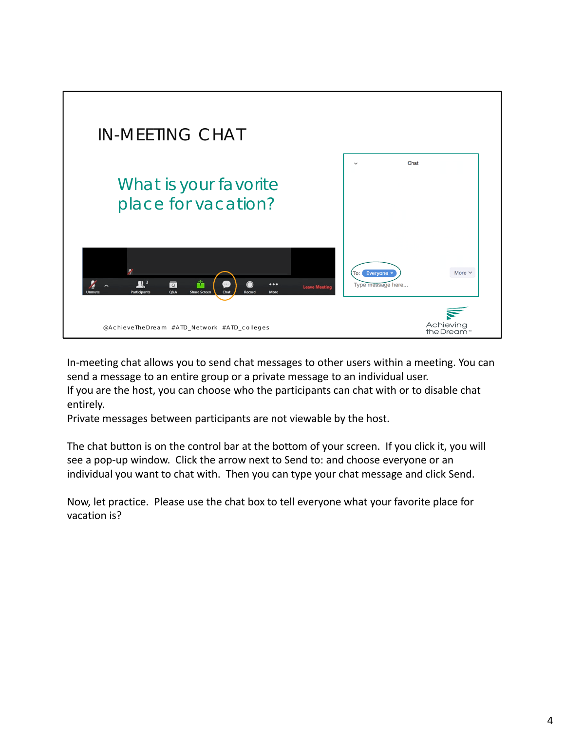# IN-MEETING CHAT

## What is your favorite place for vacation?

@AchieveTheDream #ATD_Network #ATD_colleges

Achieving the Dream

In-meeting chat allows you to send chat messages to other users within a meeting. You can send a message to an entire group or a private message to an individual user.
If you are the host, you can choose who the participants can chat with or to disable chat entirely.
Private messages between participants are not viewable by the host.

The chat button is on the control bar at the bottom of your screen. If you click it, you will see a pop-up window. Click the arrow next to Send to: and choose everyone or an individual you want to chat with. Then you can type your chat message and click Send.

Now, let practice. Please use the chat box to tell everyone what your favorite place for vacation is?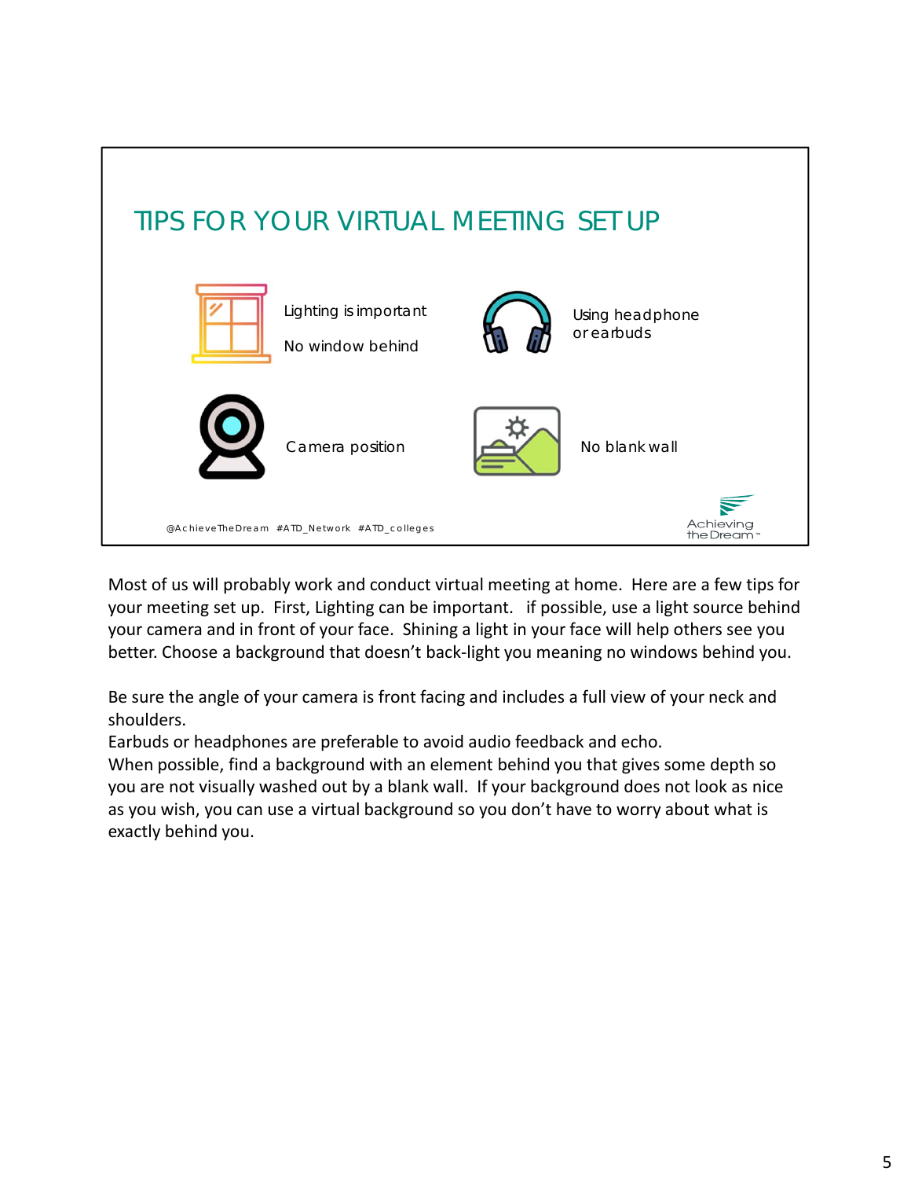## TIPS FOR YOUR VIRTUAL MEETING SET UP

Lighting is important

No window behind

Using headphone or earbuds

Camera position

No blank wall

@AchieveTheDream #ATD_Network #ATD_colleges

Achieving the Dream

Most of us will probably work and conduct virtual meeting at home. Here are a few tips for your meeting set up. First, Lighting can be important. if possible, use a light source behind your camera and in front of your face. Shining a light in your face will help others see you better. Choose a background that doesn't back-light you meaning no windows behind you.

Be sure the angle of your camera is front facing and includes a full view of your neck and shoulders.
Earbuds or headphones are preferable to avoid audio feedback and echo.
When possible, find a background with an element behind you that gives some depth so you are not visually washed out by a blank wall. If your background does not look as nice as you wish, you can use a virtual background so you don't have to worry about what is exactly behind you.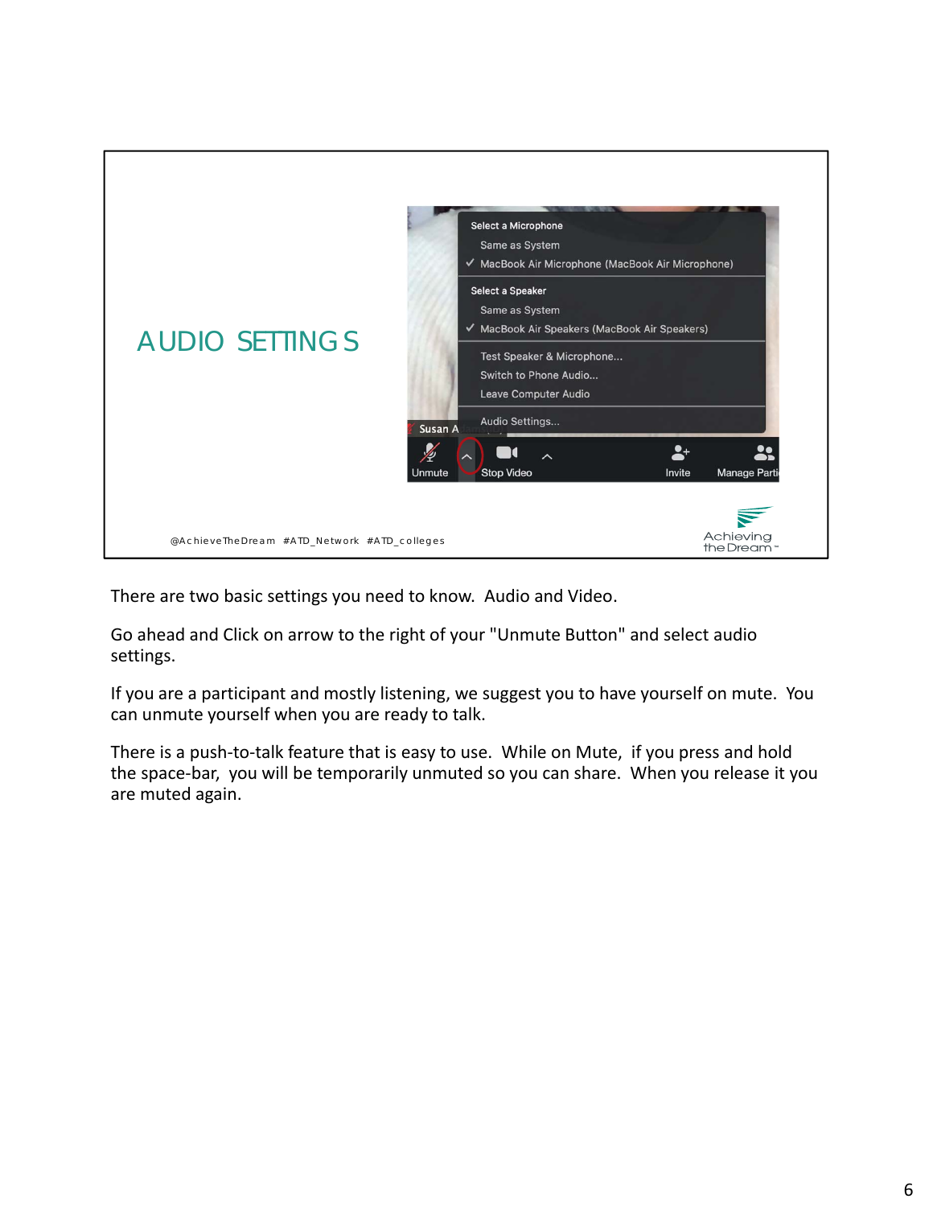# AUDIO SETTINGS

Select a Microphone
Same as System
✓ MacBook Air Microphone (MacBook Air Microphone)

Select a Speaker
Same as System
✓ MacBook Air Speakers (MacBook Air Speakers)

Test Speaker & Microphone...
Switch to Phone Audio...
Leave Computer Audio

Audio Settings...

Unmute | Stop Video | Invite | Manage Parti

@AchieveTheDream #ATD_Network #ATD_colleges

Achieving the Dream

There are two basic settings you need to know. Audio and Video.

Go ahead and Click on arrow to the right of your "Unmute Button" and select audio settings.

If you are a participant and mostly listening, we suggest you to have yourself on mute. You can unmute yourself when you are ready to talk.

There is a push-to-talk feature that is easy to use. While on Mute, if you press and hold the space-bar, you will be temporarily unmuted so you can share. When you release it you are muted again.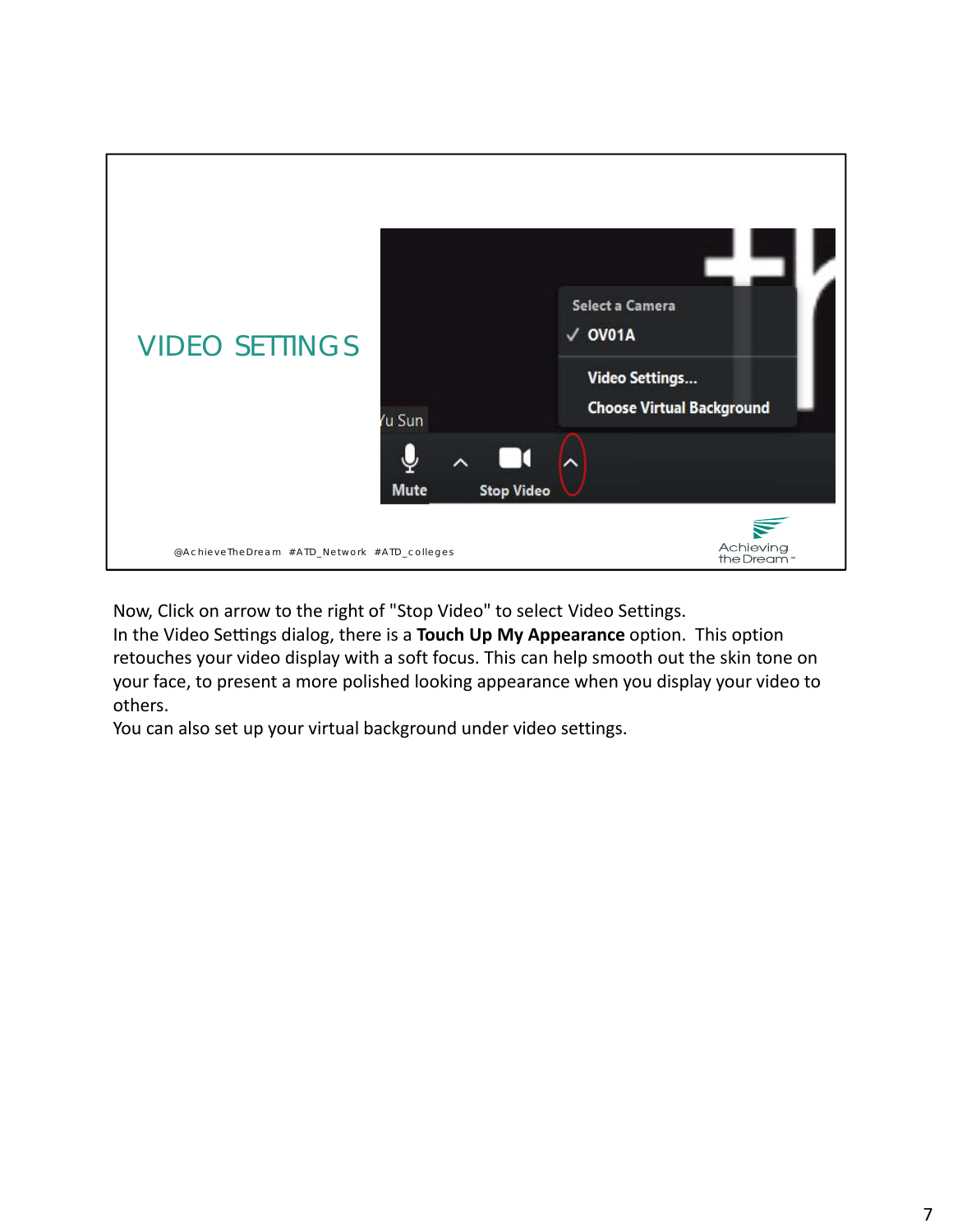# VIDEO SETTINGS

Select a Camera

✓ OV01A

Video Settings...

Choose Virtual Background

Mute

Stop Video

@AchieveTheDream #ATD_Network #ATD_colleges

Achieving the Dream

Now, Click on arrow to the right of "Stop Video" to select Video Settings.
In the Video Settings dialog, there is a **Touch Up My Appearance** option. This option retouches your video display with a soft focus. This can help smooth out the skin tone on your face, to present a more polished looking appearance when you display your video to others.
You can also set up your virtual background under video settings.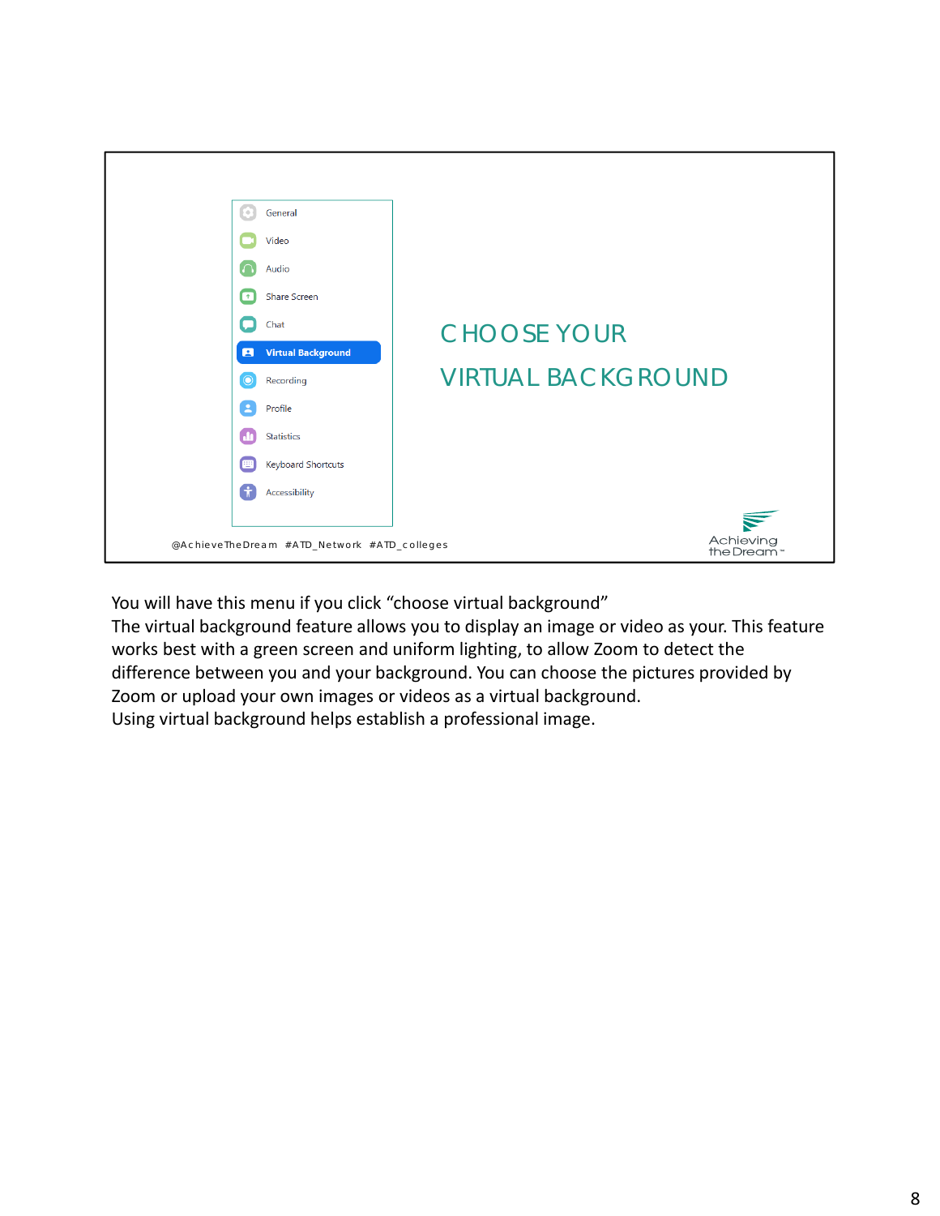- General
- Video
- Audio
- Share Screen
- Chat
- **Virtual Background**
- Recording
- Profile
- Statistics
- Keyboard Shortcuts
- Accessibility

## CHOOSE YOUR VIRTUAL BACKGROUND

@AchieveTheDream #ATD_Network #ATD_colleges

Achieving the Dream

You will have this menu if you click "choose virtual background"
The virtual background feature allows you to display an image or video as your. This feature works best with a green screen and uniform lighting, to allow Zoom to detect the difference between you and your background. You can choose the pictures provided by Zoom or upload your own images or videos as a virtual background.
Using virtual background helps establish a professional image.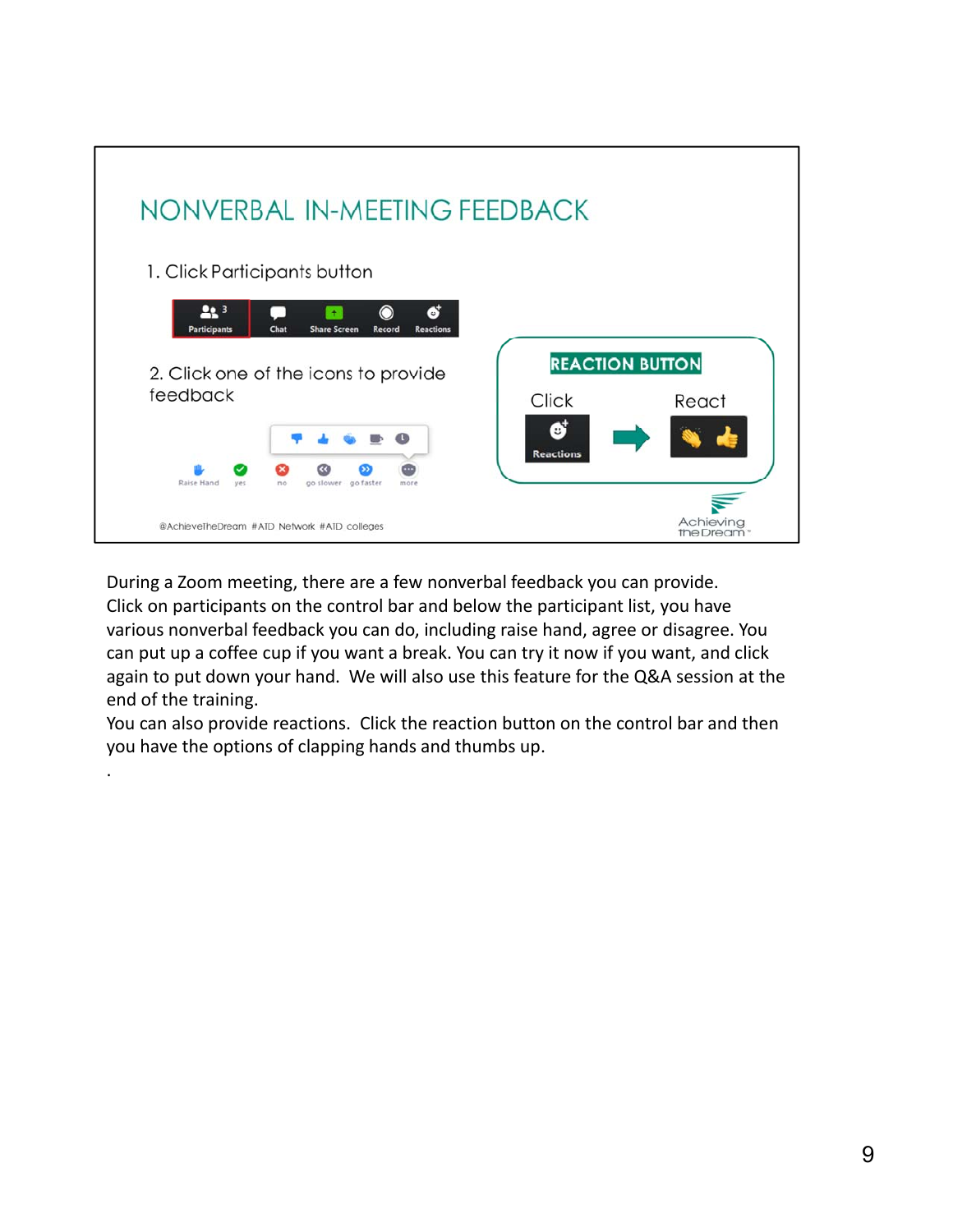## NONVERBAL IN-MEETING FEEDBACK

1. Click Participants button

Participants | Chat | Share Screen | Record | Reactions

2. Click one of the icons to provide feedback

Raise Hand | yes | no | go slower | go faster | more

**REACTION BUTTON**

Click → React

Reactions

@AchieveTheDream #ATD Network #ATD colleges

Achieving the Dream

During a Zoom meeting, there are a few nonverbal feedback you can provide.
Click on participants on the control bar and below the participant list, you have various nonverbal feedback you can do, including raise hand, agree or disagree. You can put up a coffee cup if you want a break. You can try it now if you want, and click again to put down your hand. We will also use this feature for the Q&A session at the end of the training.
You can also provide reactions. Click the reaction button on the control bar and then you have the options of clapping hands and thumbs up.
.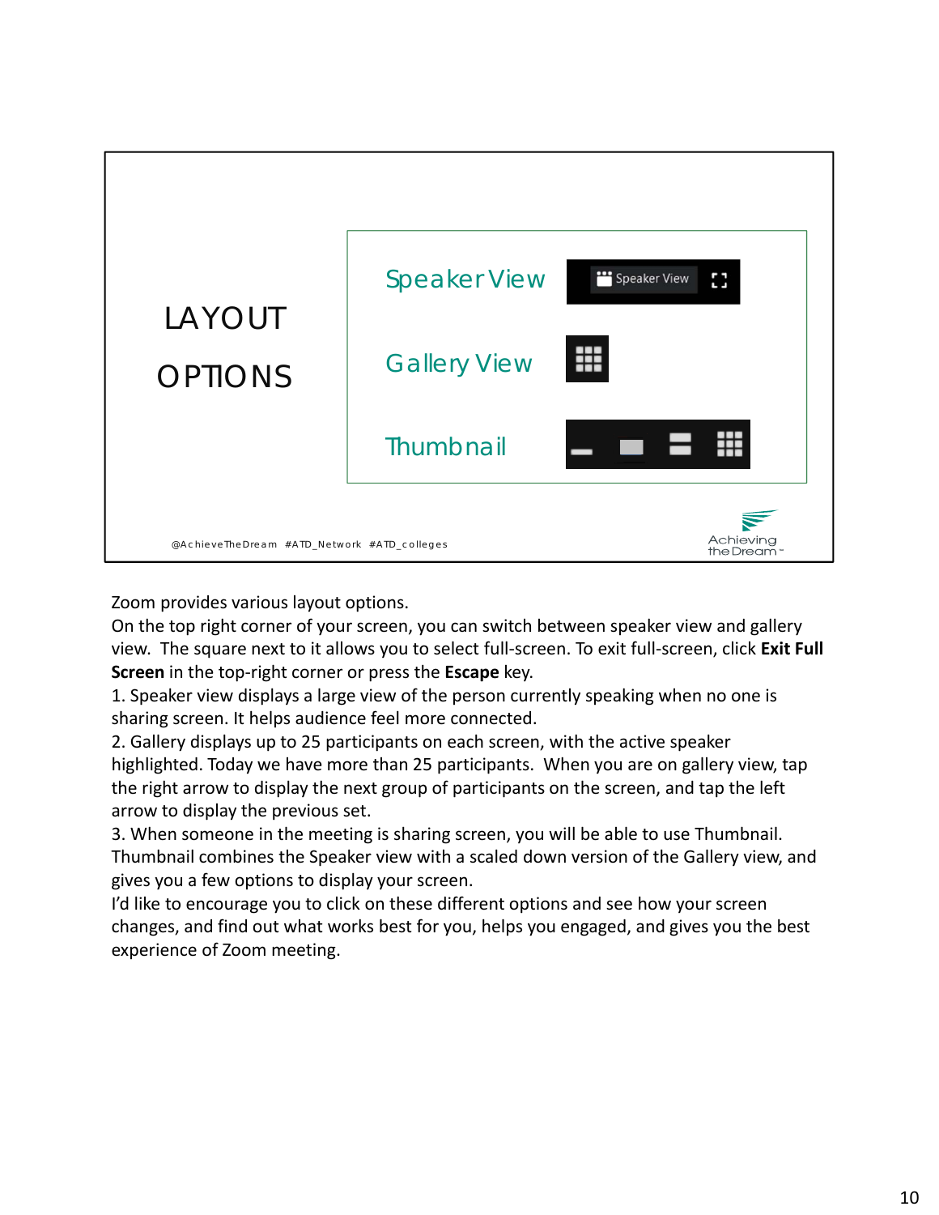## LAYOUT OPTIONS

- Speaker View
- Gallery View
- Thumbnail

@AchieveTheDream #ATD_Network #ATD_colleges

Achieving the Dream

Zoom provides various layout options.
On the top right corner of your screen, you can switch between speaker view and gallery view. The square next to it allows you to select full-screen. To exit full-screen, click **Exit Full Screen** in the top-right corner or press the **Escape** key.
1. Speaker view displays a large view of the person currently speaking when no one is sharing screen. It helps audience feel more connected.
2. Gallery displays up to 25 participants on each screen, with the active speaker highlighted. Today we have more than 25 participants. When you are on gallery view, tap the right arrow to display the next group of participants on the screen, and tap the left arrow to display the previous set.
3. When someone in the meeting is sharing screen, you will be able to use Thumbnail. Thumbnail combines the Speaker view with a scaled down version of the Gallery view, and gives you a few options to display your screen.
I'd like to encourage you to click on these different options and see how your screen changes, and find out what works best for you, helps you engaged, and gives you the best experience of Zoom meeting.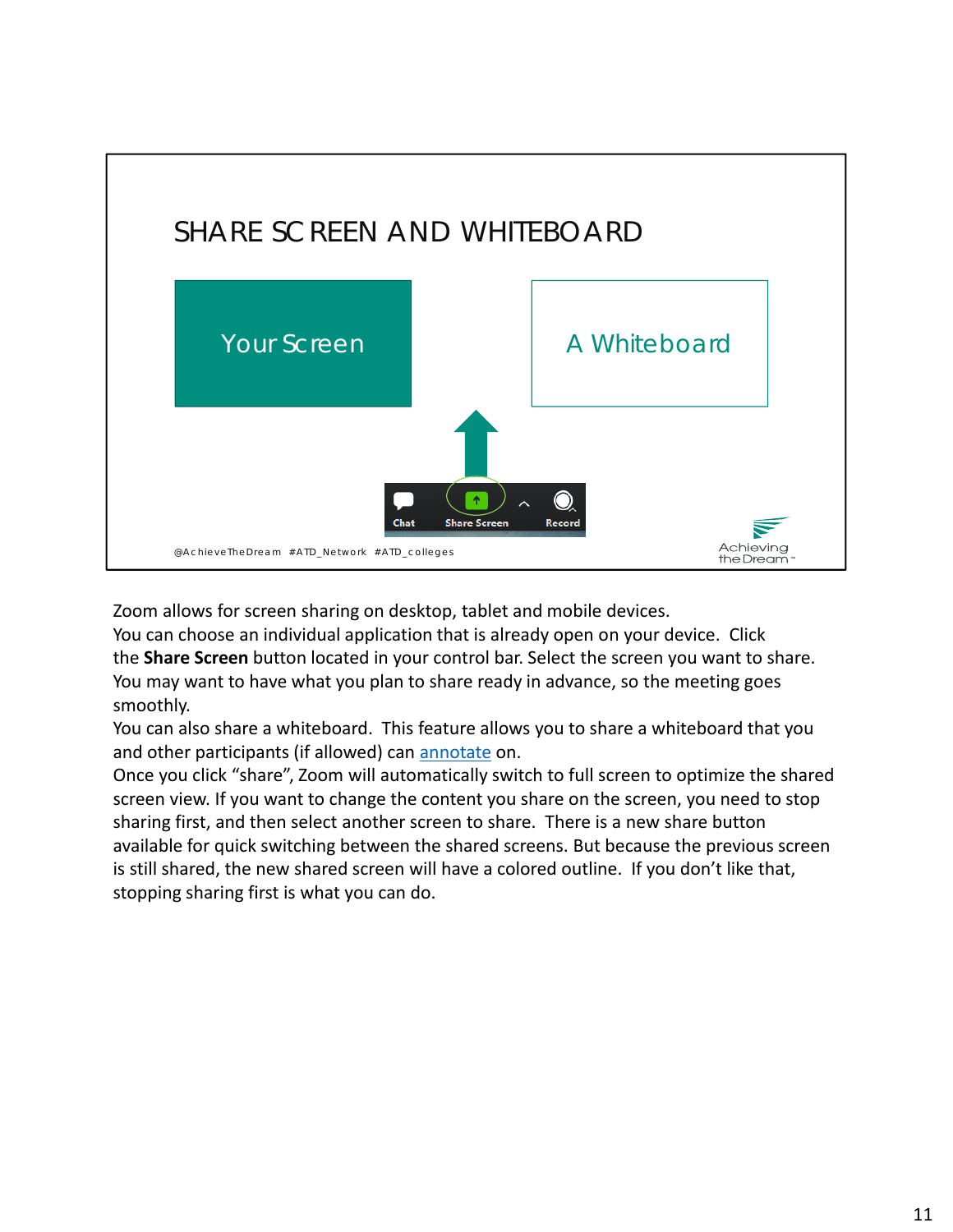## SHARE SCREEN AND WHITEBOARD

Your Screen

A Whiteboard

Chat | Share Screen | Record

@AchieveTheDream #ATD_Network #ATD_colleges

Achieving the Dream

Zoom allows for screen sharing on desktop, tablet and mobile devices.
You can choose an individual application that is already open on your device. Click the **Share Screen** button located in your control bar. Select the screen you want to share. You may want to have what you plan to share ready in advance, so the meeting goes smoothly.
You can also share a whiteboard. This feature allows you to share a whiteboard that you and other participants (if allowed) can annotate on.
Once you click "share", Zoom will automatically switch to full screen to optimize the shared screen view. If you want to change the content you share on the screen, you need to stop sharing first, and then select another screen to share. There is a new share button available for quick switching between the shared screens. But because the previous screen is still shared, the new shared screen will have a colored outline. If you don't like that, stopping sharing first is what you can do.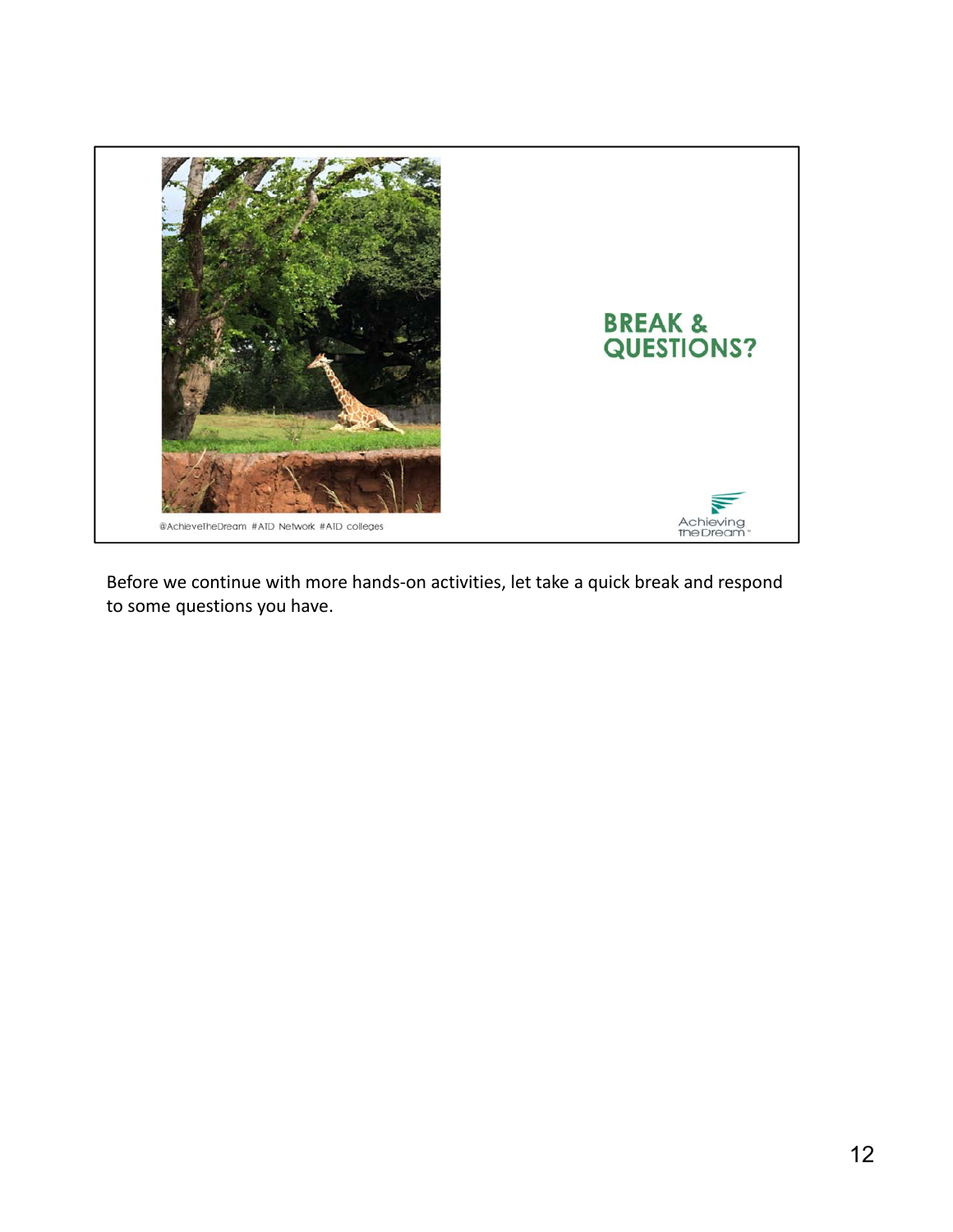## BREAK & QUESTIONS?

@AchieveTheDream #ATD Network #ATD colleges

Achieving the Dream

Before we continue with more hands-on activities, let take a quick break and respond to some questions you have.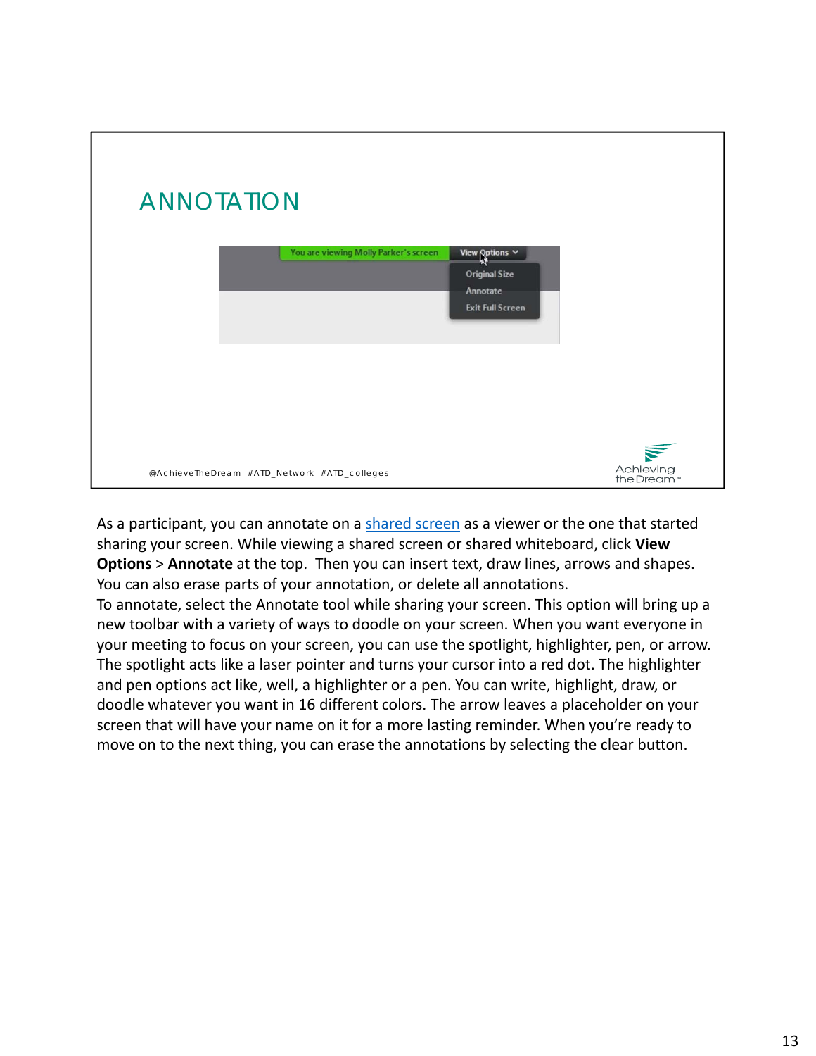# ANNOTATION

@AchieveTheDream #ATD_Network #ATD_colleges

As a participant, you can annotate on a shared screen as a viewer or the one that started sharing your screen. While viewing a shared screen or shared whiteboard, click **View Options** > **Annotate** at the top. Then you can insert text, draw lines, arrows and shapes. You can also erase parts of your annotation, or delete all annotations.
To annotate, select the Annotate tool while sharing your screen. This option will bring up a new toolbar with a variety of ways to doodle on your screen. When you want everyone in your meeting to focus on your screen, you can use the spotlight, highlighter, pen, or arrow. The spotlight acts like a laser pointer and turns your cursor into a red dot. The highlighter and pen options act like, well, a highlighter or a pen. You can write, highlight, draw, or doodle whatever you want in 16 different colors. The arrow leaves a placeholder on your screen that will have your name on it for a more lasting reminder. When you're ready to move on to the next thing, you can erase the annotations by selecting the clear button.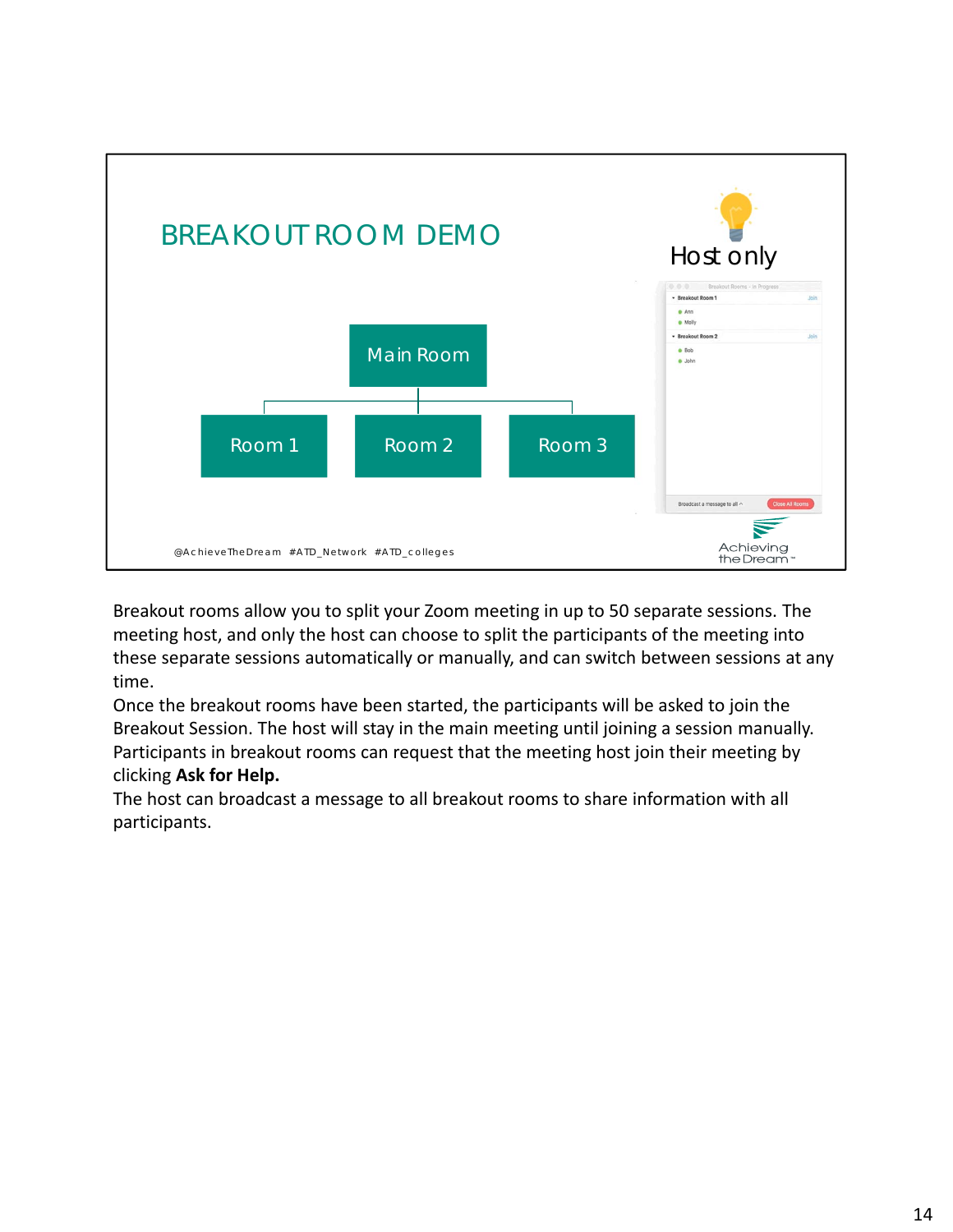## BREAKOUT ROOM DEMO

Host only

Main Room

Room 1 | Room 2 | Room 3

@AchieveTheDream #ATD_Network #ATD_colleges

Achieving the Dream

Breakout rooms allow you to split your Zoom meeting in up to 50 separate sessions. The meeting host, and only the host can choose to split the participants of the meeting into these separate sessions automatically or manually, and can switch between sessions at any time.
Once the breakout rooms have been started, the participants will be asked to join the Breakout Session. The host will stay in the main meeting until joining a session manually.
Participants in breakout rooms can request that the meeting host join their meeting by clicking **Ask for Help.**
The host can broadcast a message to all breakout rooms to share information with all participants.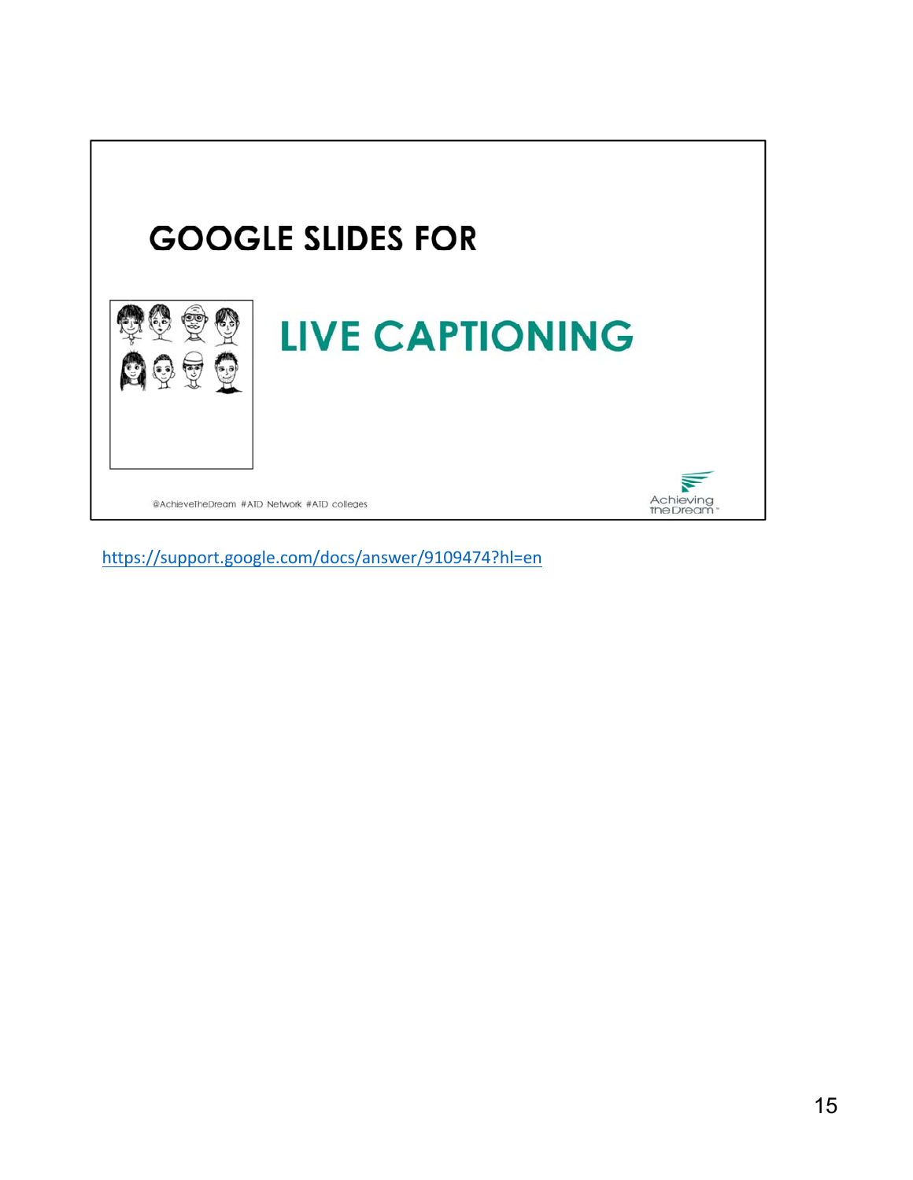# GOOGLE SLIDES FOR

## LIVE CAPTIONING

@AchieveTheDream #ATD Network #ATD colleges

Achieving the Dream

https://support.google.com/docs/answer/9109474?hl=en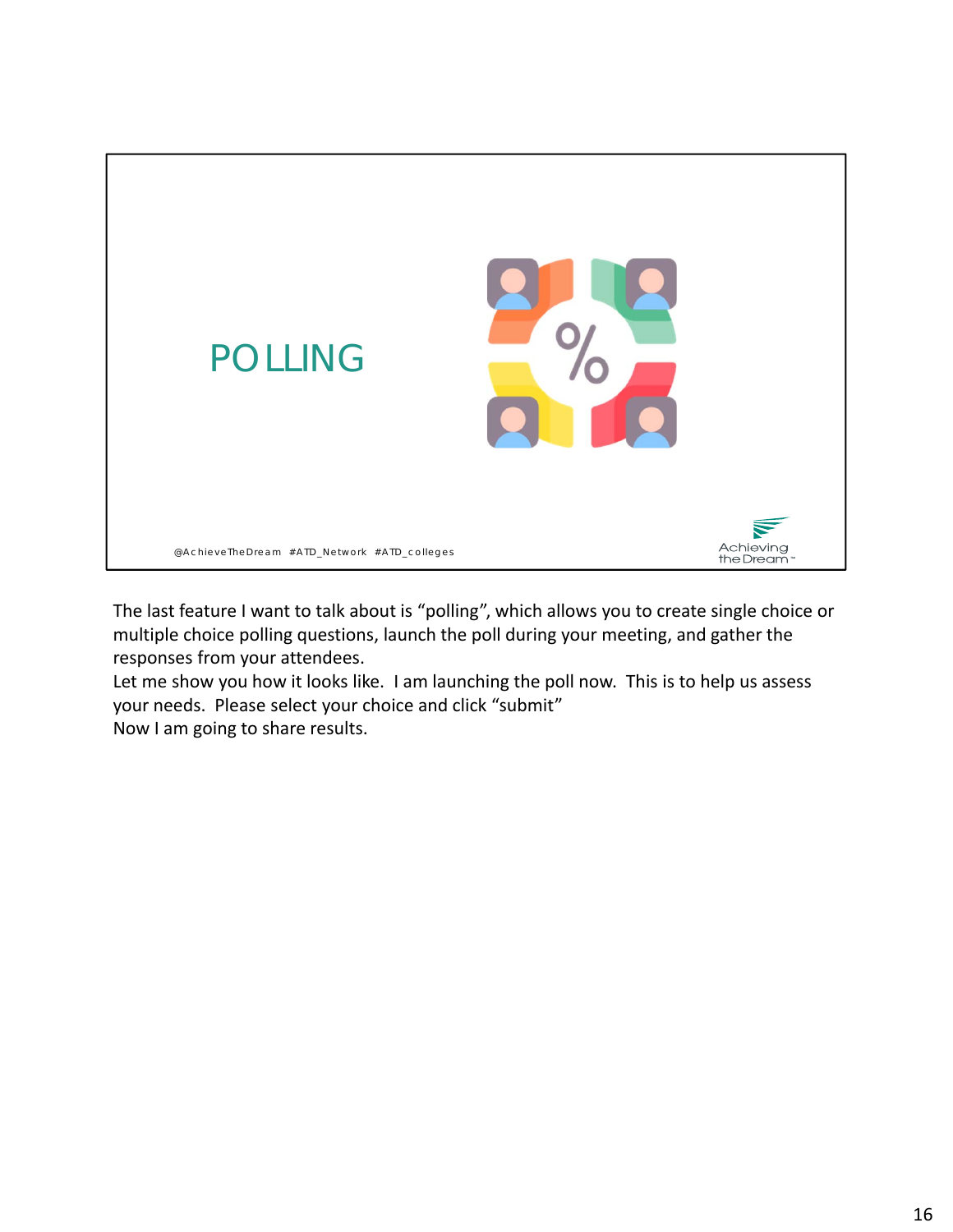# POLLING

@AchieveTheDream #ATD_Network #ATD_colleges

Achieving the Dream

The last feature I want to talk about is "polling", which allows you to create single choice or multiple choice polling questions, launch the poll during your meeting, and gather the responses from your attendees.
Let me show you how it looks like. I am launching the poll now. This is to help us assess your needs. Please select your choice and click "submit"
Now I am going to share results.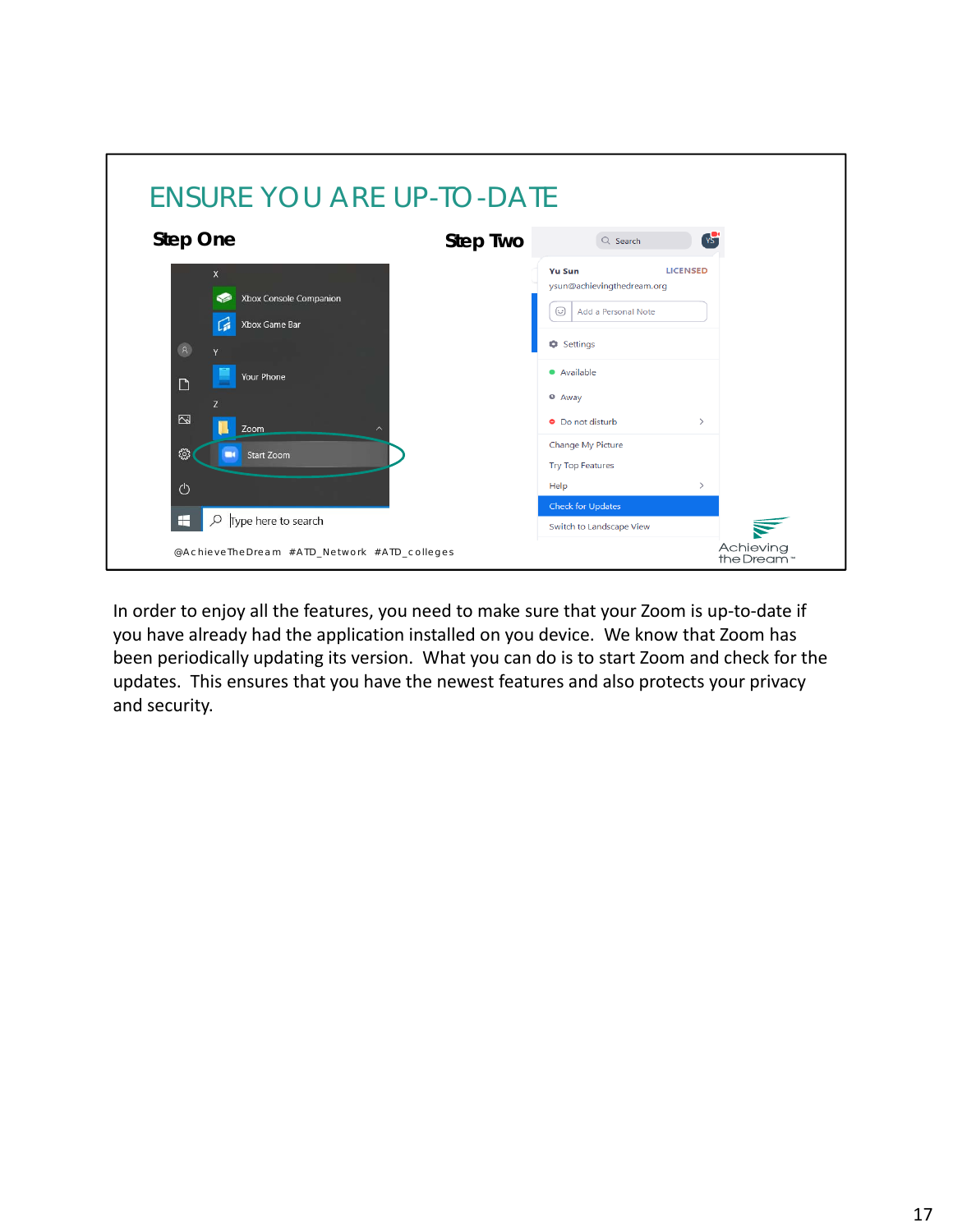## ENSURE YOU ARE UP-TO-DATE

**Step One**

X

Xbox Console Companion

Xbox Game Bar

Y

Your Phone

Z

Zoom

Start Zoom

Type here to search

**Step Two**

Search

Yu Sun LICENSED

ysun@achievingthedream.org

Add a Personal Note

Settings

Available

Away

Do not disturb

Change My Picture

Try Top Features

Help

Check for Updates

Switch to Landscape View

@AchieveTheDream #ATD_Network #ATD_colleges

Achieving the Dream

In order to enjoy all the features, you need to make sure that your Zoom is up-to-date if you have already had the application installed on you device. We know that Zoom has been periodically updating its version. What you can do is to start Zoom and check for the updates. This ensures that you have the newest features and also protects your privacy and security.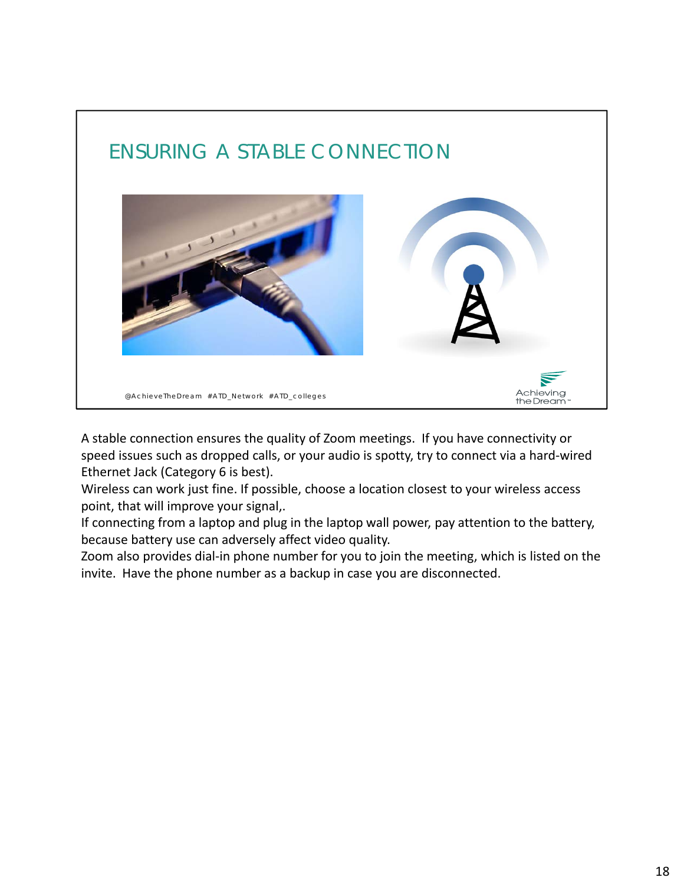# ENSURING A STABLE CONNECTION

@AchieveTheDream #ATD_Network #ATD_colleges

Achieving the Dream

A stable connection ensures the quality of Zoom meetings. If you have connectivity or speed issues such as dropped calls, or your audio is spotty, try to connect via a hard-wired Ethernet Jack (Category 6 is best).
Wireless can work just fine. If possible, choose a location closest to your wireless access point, that will improve your signal,.
If connecting from a laptop and plug in the laptop wall power, pay attention to the battery, because battery use can adversely affect video quality.
Zoom also provides dial-in phone number for you to join the meeting, which is listed on the invite. Have the phone number as a backup in case you are disconnected.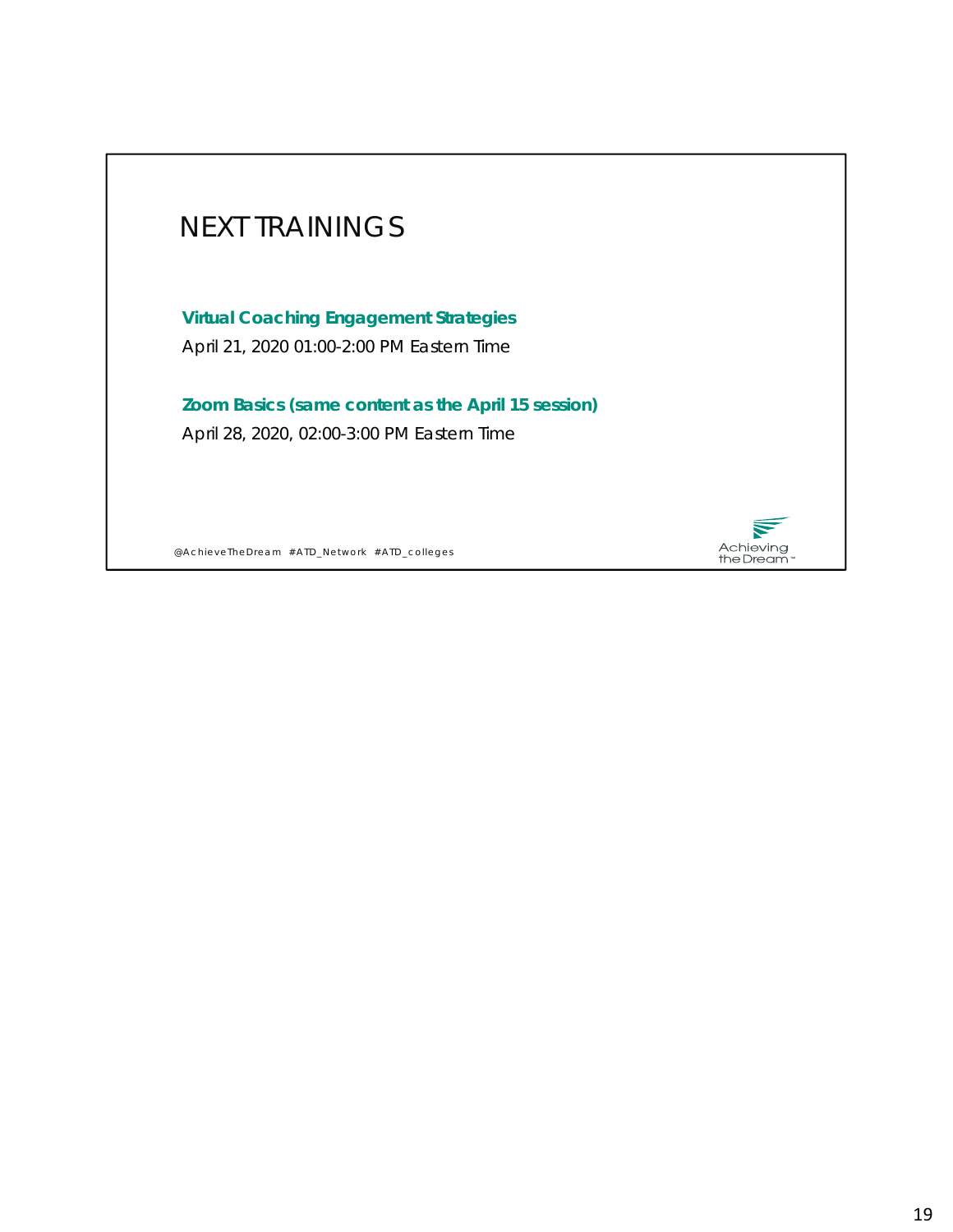# NEXT TRAININGS

**Virtual Coaching Engagement Strategies**

April 21, 2020 01:00-2:00 PM Eastern Time

**Zoom Basics (same content as the April 15 session)**

April 28, 2020, 02:00-3:00 PM Eastern Time

@AchieveTheDream #ATD_Network #ATD_colleges

Achieving the Dream™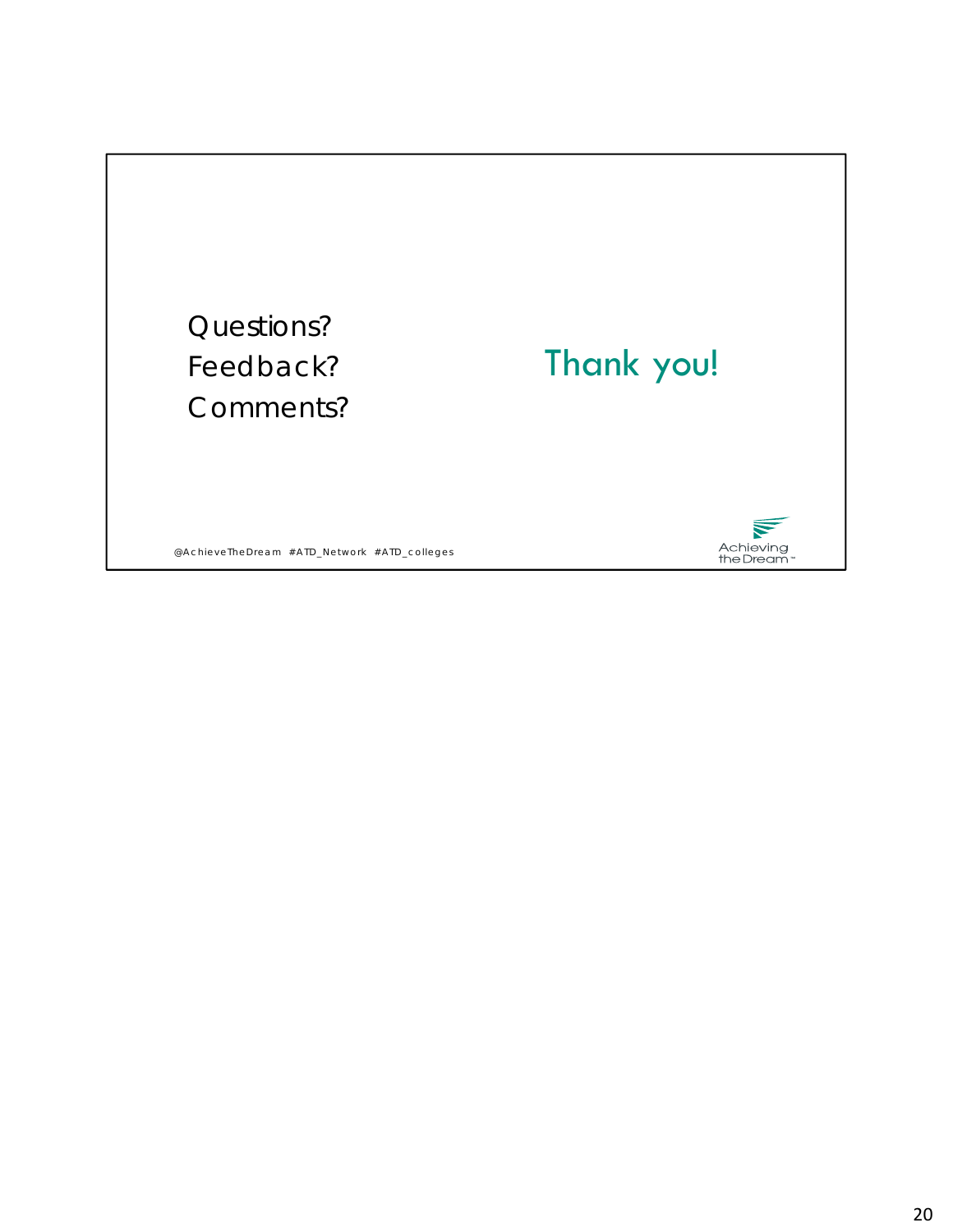Questions?

Feedback?

Comments?

Thank you!

@AchieveTheDream #ATD_Network #ATD_colleges

Achieving the Dream™